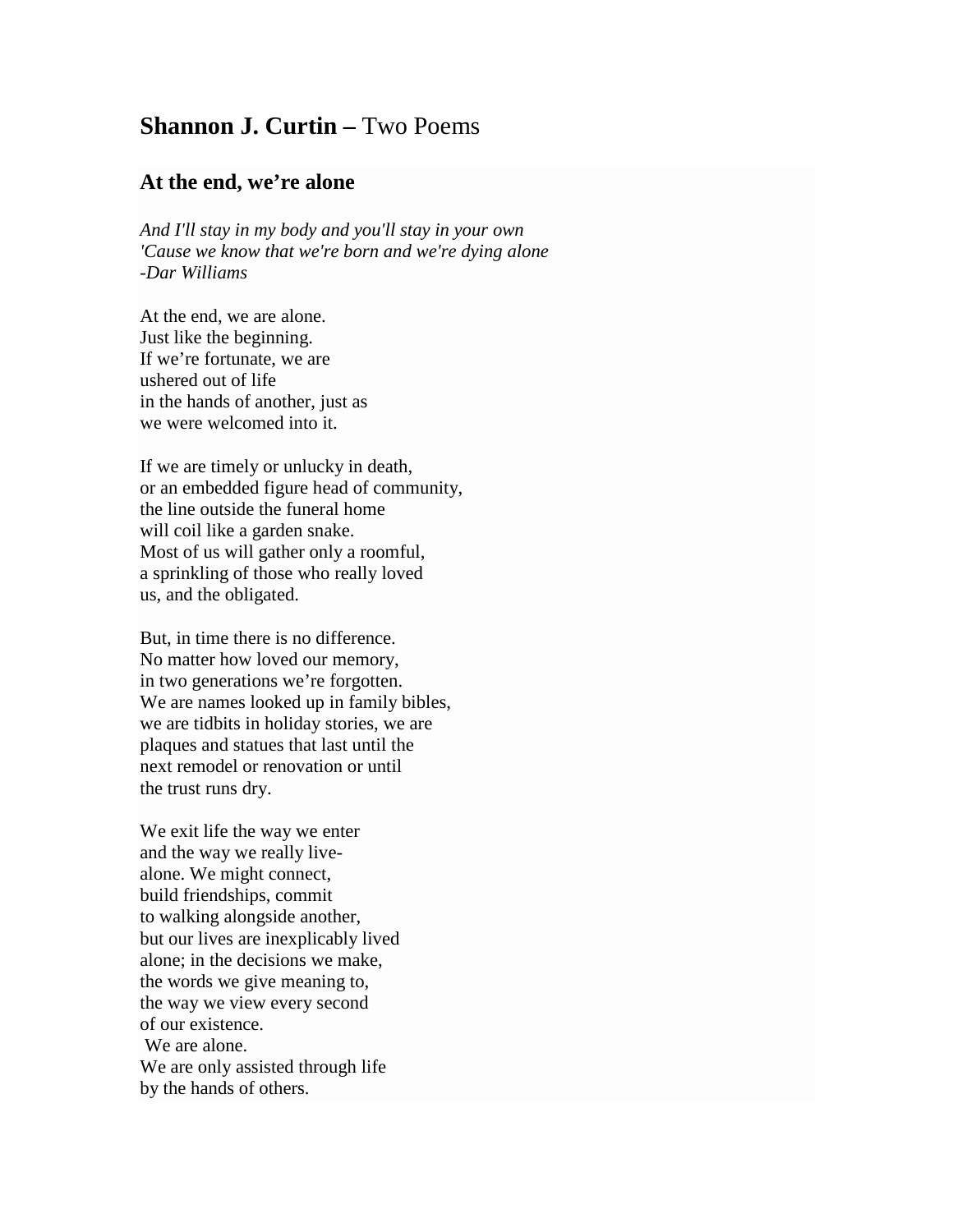# **Shannon J. Curtin –** Two Poems

## At the end, we're alone

*And I'll stay in my body and you'll stay in your own*
*'Cause we know that we're born and we're dying alone*
*-Dar Williams*

At the end, we are alone.
Just like the beginning.
If we're fortunate, we are
ushered out of life
in the hands of another, just as
we were welcomed into it.

If we are timely or unlucky in death,
or an embedded figure head of community,
the line outside the funeral home
will coil like a garden snake.
Most of us will gather only a roomful,
a sprinkling of those who really loved
us, and the obligated.

But, in time there is no difference.
No matter how loved our memory,
in two generations we're forgotten.
We are names looked up in family bibles,
we are tidbits in holiday stories, we are
plaques and statues that last until the
next remodel or renovation or until
the trust runs dry.

We exit life the way we enter
and the way we really live-
alone. We might connect,
build friendships, commit
to walking alongside another,
but our lives are inexplicably lived
alone; in the decisions we make,
the words we give meaning to,
the way we view every second
of our existence.
We are alone.
We are only assisted through life
by the hands of others.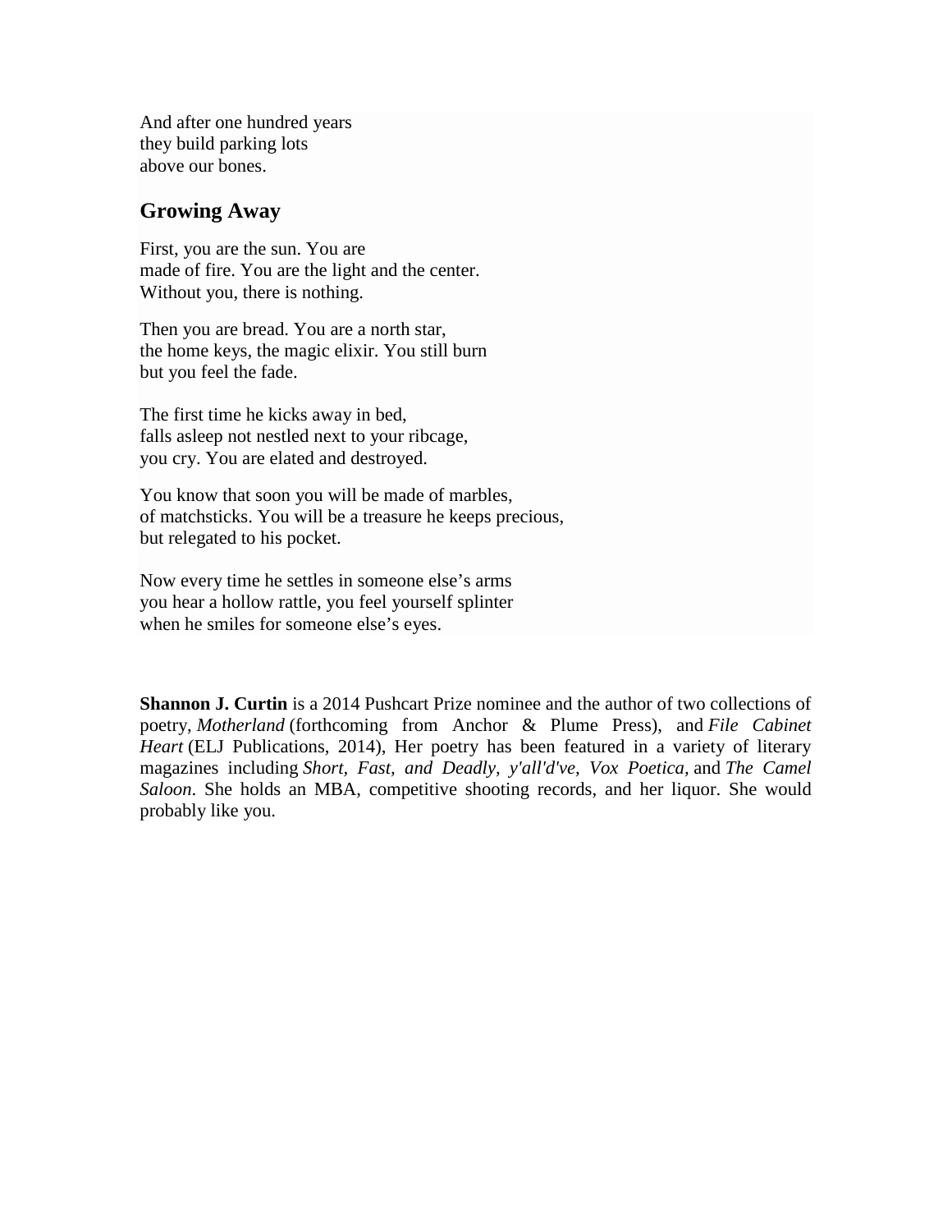And after one hundred years  
they build parking lots  
above our bones.

## Growing Away

First, you are the sun. You are  
made of fire. You are the light and the center.  
Without you, there is nothing.

Then you are bread. You are a north star,  
the home keys, the magic elixir. You still burn  
but you feel the fade.

The first time he kicks away in bed,  
falls asleep not nestled next to your ribcage,  
you cry. You are elated and destroyed.

You know that soon you will be made of marbles,  
of matchsticks. You will be a treasure he keeps precious,  
but relegated to his pocket.

Now every time he settles in someone else's arms  
you hear a hollow rattle, you feel yourself splinter  
when he smiles for someone else's eyes.

**Shannon J. Curtin** is a 2014 Pushcart Prize nominee and the author of two collections of poetry, *Motherland* (forthcoming from Anchor & Plume Press), and *File Cabinet Heart* (ELJ Publications, 2014), Her poetry has been featured in a variety of literary magazines including *Short, Fast, and Deadly, y'all'd've, Vox Poetica,* and *The Camel Saloon*. She holds an MBA, competitive shooting records, and her liquor. She would probably like you.